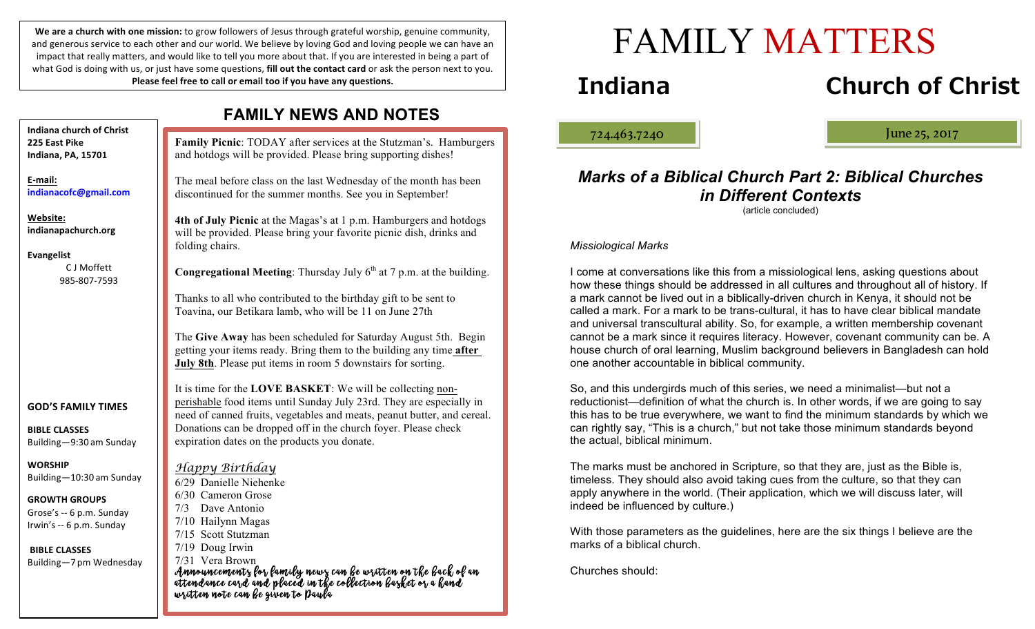**We are a church with one mission:** to grow followers of Jesus through grateful worship, genuine community, and generous service to each other and our world. We believe by loving God and loving people we can have an impact that really matters, and would like to tell you more about that. If you are interested in being a part of what God is doing with us, or just have some questions, **fill out the contact card** or ask the person next to you. **Please feel free to call or email too if you have any questions.**

**Indiana church of Christ**
**225 East Pike**
**Indiana, PA, 15701**

**E-mail:**
indianacofc@gmail.com

**Website:**
indianapachurch.org

**Evangelist**
C J Moffett
985-807-7593

**GOD'S FAMILY TIMES**

**BIBLE CLASSES**
Building—9:30 am Sunday

**WORSHIP**
Building—10:30 am Sunday

**GROWTH GROUPS**
Grose's -- 6 p.m. Sunday
Irwin's -- 6 p.m. Sunday

**BIBLE CLASSES**
Building—7 pm Wednesday

## FAMILY NEWS AND NOTES

**Family Picnic**: TODAY after services at the Stutzman's. Hamburgers and hotdogs will be provided. Please bring supporting dishes!

The meal before class on the last Wednesday of the month has been discontinued for the summer months. See you in September!

**4th of July Picnic** at the Magas's at 1 p.m. Hamburgers and hotdogs will be provided. Please bring your favorite picnic dish, drinks and folding chairs.

**Congregational Meeting**: Thursday July 6th at 7 p.m. at the building.

Thanks to all who contributed to the birthday gift to be sent to Toavina, our Betikara lamb, who will be 11 on June 27th

The **Give Away** has been scheduled for Saturday August 5th. Begin getting your items ready. Bring them to the building any time **after July 8th**. Please put items in room 5 downstairs for sorting.

It is time for the **LOVE BASKET**: We will be collecting non-perishable food items until Sunday July 23rd. They are especially in need of canned fruits, vegetables and meats, peanut butter, and cereal. Donations can be dropped off in the church foyer. Please check expiration dates on the products you donate.

*Happy Birthday*

6/29 Danielle Niehenke
6/30 Cameron Grose
7/3 Dave Antonio
7/10 Hailynn Magas
7/15 Scott Stutzman
7/19 Doug Irwin
7/31 Vera Brown

*Announcements for family news can be written on the back of an attendance card and placed in the collection basket or a hand written note can be given to Paula*

# FAMILY MATTERS

## Indiana Church of Christ

724.463.7240

June 25, 2017

## *Marks of a Biblical Church Part 2: Biblical Churches in Different Contexts*

(article concluded)

*Missiological Marks*

I come at conversations like this from a missiological lens, asking questions about how these things should be addressed in all cultures and throughout all of history. If a mark cannot be lived out in a biblically-driven church in Kenya, it should not be called a mark. For a mark to be trans-cultural, it has to have clear biblical mandate and universal transcultural ability. So, for example, a written membership covenant cannot be a mark since it requires literacy. However, covenant community can be. A house church of oral learning, Muslim background believers in Bangladesh can hold one another accountable in biblical community.

So, and this undergirds much of this series, we need a minimalist—but not a reductionist—definition of what the church is. In other words, if we are going to say this has to be true everywhere, we want to find the minimum standards by which we can rightly say, "This is a church," but not take those minimum standards beyond the actual, biblical minimum.

The marks must be anchored in Scripture, so that they are, just as the Bible is, timeless. They should also avoid taking cues from the culture, so that they can apply anywhere in the world. (Their application, which we will discuss later, will indeed be influenced by culture.)

With those parameters as the guidelines, here are the six things I believe are the marks of a biblical church.

Churches should: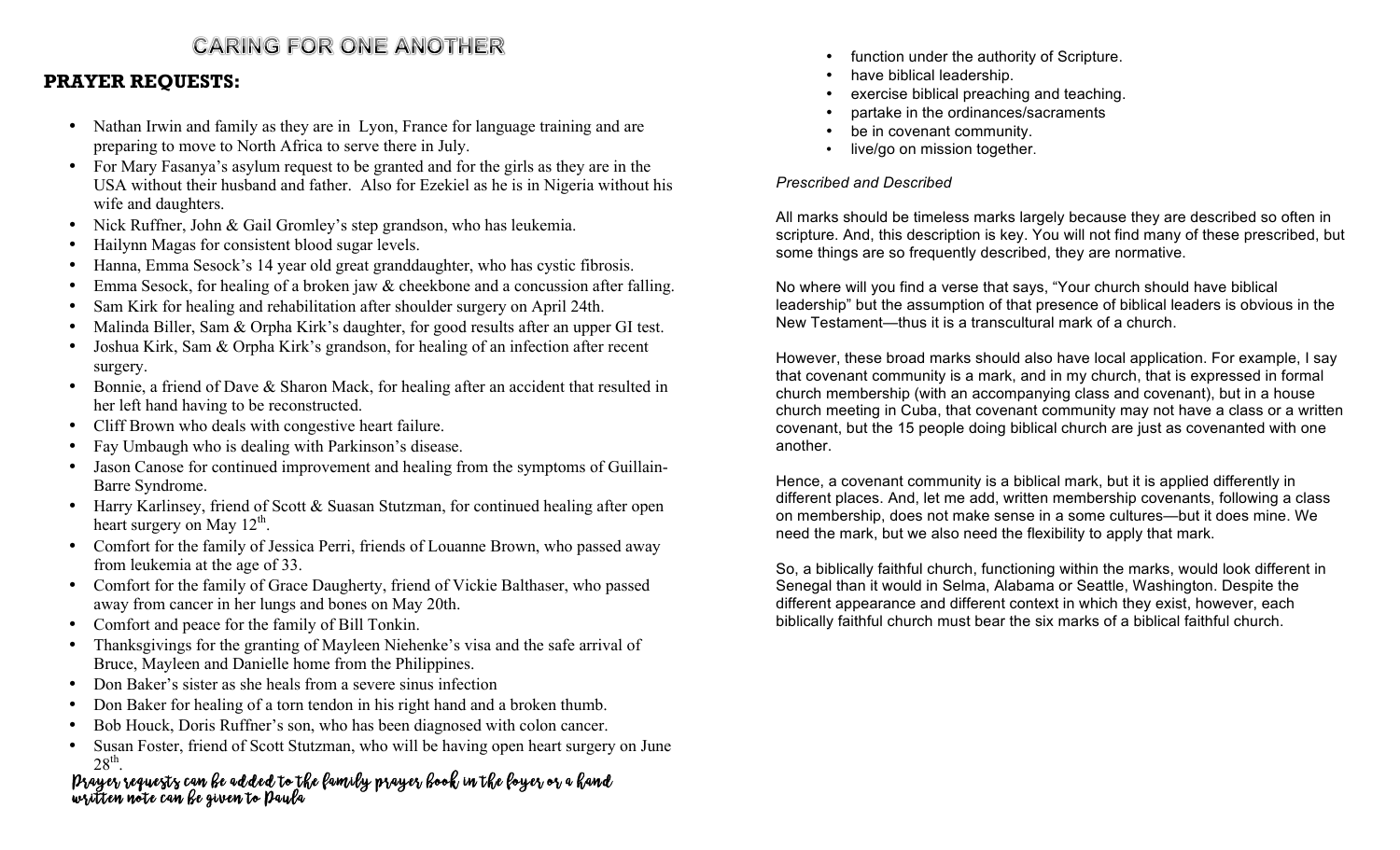# CARING FOR ONE ANOTHER

## PRAYER REQUESTS:

- Nathan Irwin and family as they are in Lyon, France for language training and are preparing to move to North Africa to serve there in July.
- For Mary Fasanya's asylum request to be granted and for the girls as they are in the USA without their husband and father. Also for Ezekiel as he is in Nigeria without his wife and daughters.
- Nick Ruffner, John & Gail Gromley's step grandson, who has leukemia.
- Hailynn Magas for consistent blood sugar levels.
- Hanna, Emma Sesock's 14 year old great granddaughter, who has cystic fibrosis.
- Emma Sesock, for healing of a broken jaw & cheekbone and a concussion after falling.
- Sam Kirk for healing and rehabilitation after shoulder surgery on April 24th.
- Malinda Biller, Sam & Orpha Kirk's daughter, for good results after an upper GI test.
- Joshua Kirk, Sam & Orpha Kirk's grandson, for healing of an infection after recent surgery.
- Bonnie, a friend of Dave & Sharon Mack, for healing after an accident that resulted in her left hand having to be reconstructed.
- Cliff Brown who deals with congestive heart failure.
- Fay Umbaugh who is dealing with Parkinson's disease.
- Jason Canose for continued improvement and healing from the symptoms of Guillain-Barre Syndrome.
- Harry Karlinsey, friend of Scott & Suasan Stutzman, for continued healing after open heart surgery on May 12th.
- Comfort for the family of Jessica Perri, friends of Louanne Brown, who passed away from leukemia at the age of 33.
- Comfort for the family of Grace Daugherty, friend of Vickie Balthaser, who passed away from cancer in her lungs and bones on May 20th.
- Comfort and peace for the family of Bill Tonkin.
- Thanksgivings for the granting of Mayleen Niehenke's visa and the safe arrival of Bruce, Mayleen and Danielle home from the Philippines.
- Don Baker's sister as she heals from a severe sinus infection
- Don Baker for healing of a torn tendon in his right hand and a broken thumb.
- Bob Houck, Doris Ruffner's son, who has been diagnosed with colon cancer.
- Susan Foster, friend of Scott Stutzman, who will be having open heart surgery on June 28th.

Prayer requests can be added to the family prayer book in the foyer or a hand written note can be given to Paula

- function under the authority of Scripture.
- have biblical leadership.
- exercise biblical preaching and teaching.
- partake in the ordinances/sacraments
- be in covenant community.
- live/go on mission together.

*Prescribed and Described*

All marks should be timeless marks largely because they are described so often in scripture. And, this description is key. You will not find many of these prescribed, but some things are so frequently described, they are normative.

No where will you find a verse that says, "Your church should have biblical leadership" but the assumption of that presence of biblical leaders is obvious in the New Testament—thus it is a transcultural mark of a church.

However, these broad marks should also have local application. For example, I say that covenant community is a mark, and in my church, that is expressed in formal church membership (with an accompanying class and covenant), but in a house church meeting in Cuba, that covenant community may not have a class or a written covenant, but the 15 people doing biblical church are just as covenanted with one another.

Hence, a covenant community is a biblical mark, but it is applied differently in different places. And, let me add, written membership covenants, following a class on membership, does not make sense in a some cultures—but it does mine. We need the mark, but we also need the flexibility to apply that mark.

So, a biblically faithful church, functioning within the marks, would look different in Senegal than it would in Selma, Alabama or Seattle, Washington. Despite the different appearance and different context in which they exist, however, each biblically faithful church must bear the six marks of a biblical faithful church.